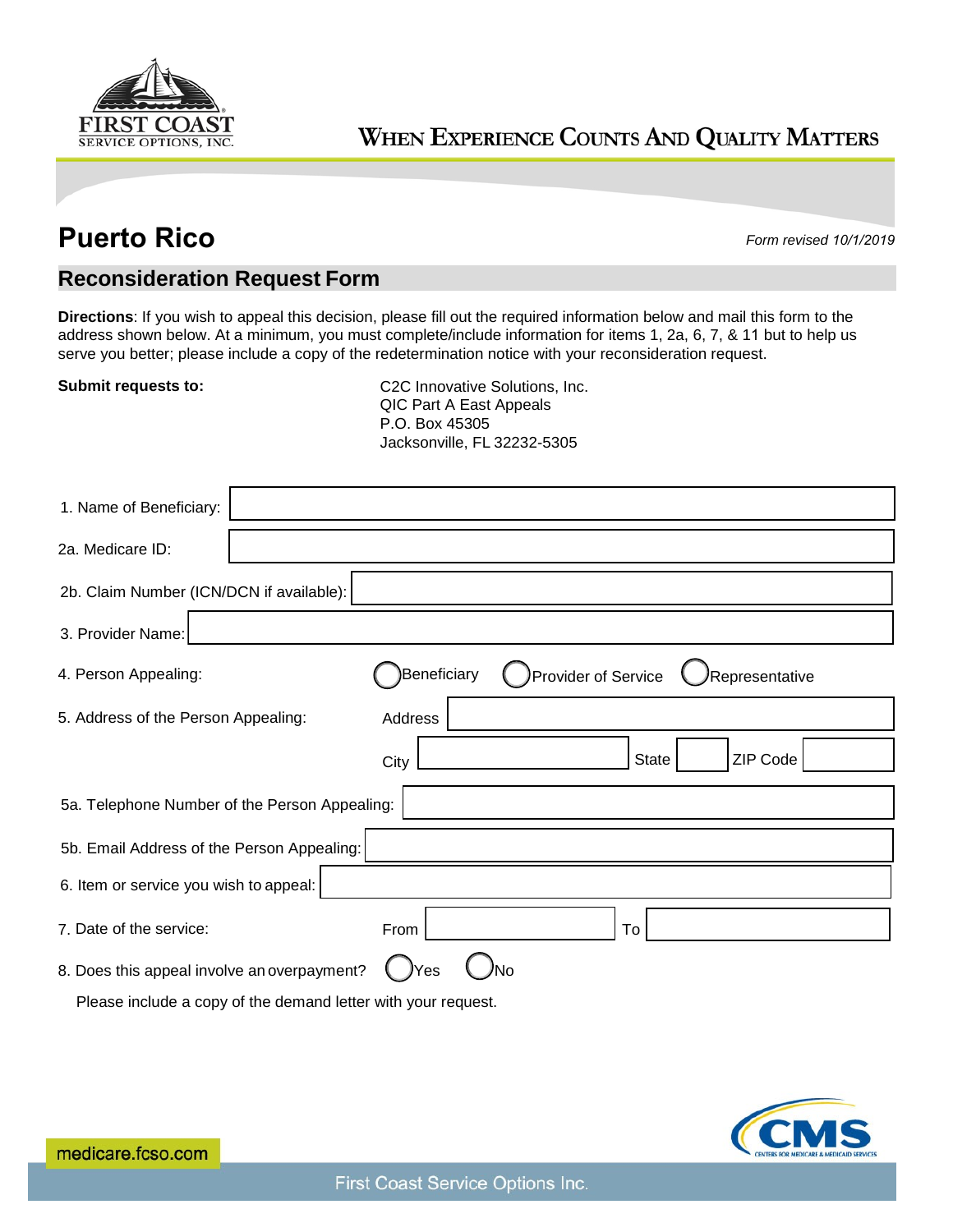FIRST COAST SERVICE OPTIONS, INC.

WHEN EXPERIENCE COUNTS AND QUALITY MATTERS

# Puerto Rico

*Form revised 10/1/2019*

## Reconsideration Request Form

**Directions**: If you wish to appeal this decision, please fill out the required information below and mail this form to the address shown below. At a minimum, you must complete/include information for items 1, 2a, 6, 7, & 11 but to help us serve you better; please include a copy of the redetermination notice with your reconsideration request.

**Submit requests to:**

C2C Innovative Solutions, Inc.
QIC Part A East Appeals
P.O. Box 45305
Jacksonville, FL 32232-5305

1. Name of Beneficiary: ____________________

2a. Medicare ID: ____________________

2b. Claim Number (ICN/DCN if available): ____________________

3. Provider Name: ____________________

4. Person Appealing: ◯ Beneficiary ◯ Provider of Service ◯ Representative

5. Address of the Person Appealing: Address ____________________
City ____________ State ______ ZIP Code ______

5a. Telephone Number of the Person Appealing: ____________________

5b. Email Address of the Person Appealing: ____________________

6. Item or service you wish to appeal: ____________________

7. Date of the service: From ____________ To ____________

8. Does this appeal involve an overpayment? ◯ Yes ◯ No

Please include a copy of the demand letter with your request.

medicare.fcso.com

CMS CENTERS FOR MEDICARE & MEDICAID SERVICES

First Coast Service Options Inc.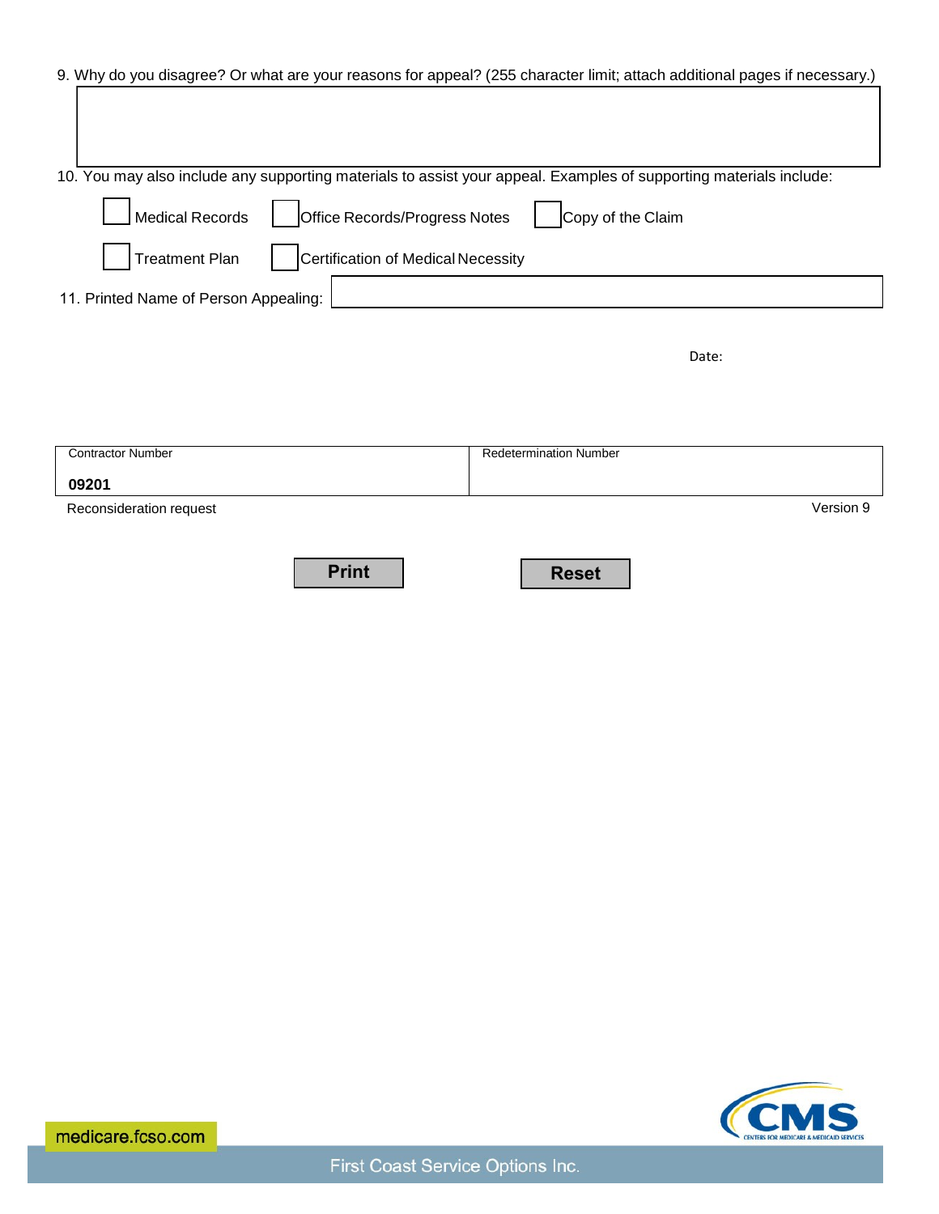9. Why do you disagree? Or what are your reasons for appeal? (255 character limit; attach additional pages if necessary.)

10. You may also include any supporting materials to assist your appeal. Examples of supporting materials include:

- [ ] Medical Records
- [ ] Office Records/Progress Notes
- [ ] Copy of the Claim
- [ ] Treatment Plan
- [ ] Certification of Medical Necessity

11. Printed Name of Person Appealing:

Date:

| Contractor Number | Redetermination Number |
| --- | --- |
| **09201** | |

Reconciderstion request

Version 9

Print

Reset

medicare.fcso.com

First Coast Service Options Inc.

9. Why do you disagree? Or what are your reasons for appeal? (255 character limit; attach additional pages if necessary.)

10. You may also include any supporting materials to assist your appeal. Examples of supporting materials include:

- [ ] Medical Records
- [ ] Office Records/Progress Notes
- [ ] Copy of the Claim
- [ ] Treatment Plan
- [ ] Certification of Medical Necessity

11. Printed Name of Person Appealing:

Date:

| Contractor Number | Redetermination Number |
| --- | --- |
| **09201** | |

Reconsideration request

Version 9

Print

Reset

medicare.fcso.com

First Coast Service Options Inc.